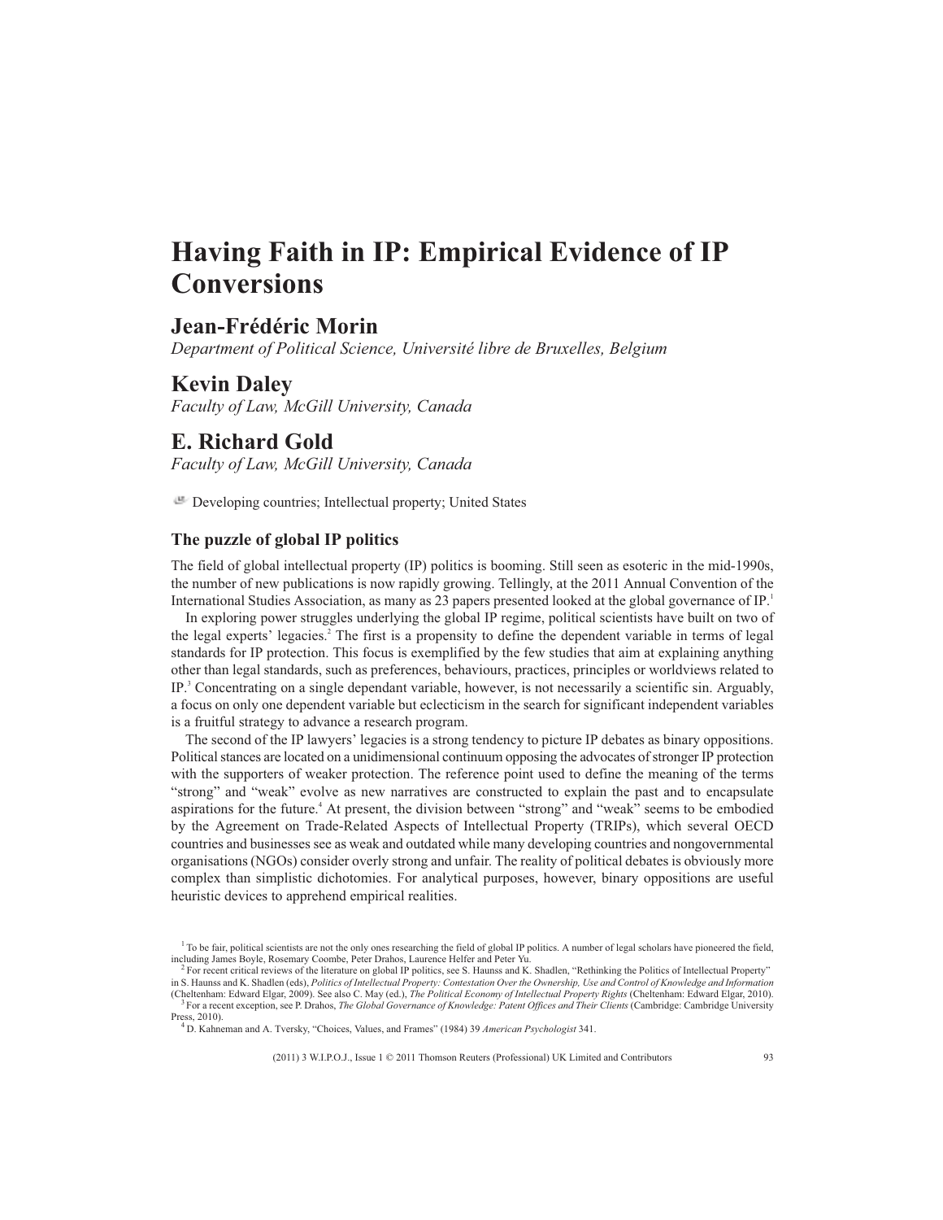# Having Faith in IP: Empirical Evidence of IP Conversions

## Jean-Frédéric Morin

*Department of Political Science, Université libre de Bruxelles, Belgium*

## Kevin Daley

*Faculty of Law, McGill University, Canada*

## E. Richard Gold

*Faculty of Law, McGill University, Canada*

Developing countries; Intellectual property; United States

### The puzzle of global IP politics

The field of global intellectual property (IP) politics is booming. Still seen as esoteric in the mid-1990s, the number of new publications is now rapidly growing. Tellingly, at the 2011 Annual Convention of the International Studies Association, as many as 23 papers presented looked at the global governance of IP.[1]

In exploring power struggles underlying the global IP regime, political scientists have built on two of the legal experts' legacies.[2] The first is a propensity to define the dependent variable in terms of legal standards for IP protection. This focus is exemplified by the few studies that aim at explaining anything other than legal standards, such as preferences, behaviours, practices, principles or worldviews related to IP.[3] Concentrating on a single dependant variable, however, is not necessarily a scientific sin. Arguably, a focus on only one dependent variable but eclecticism in the search for significant independent variables is a fruitful strategy to advance a research program.

The second of the IP lawyers' legacies is a strong tendency to picture IP debates as binary oppositions. Political stances are located on a unidimensional continuum opposing the advocates of stronger IP protection with the supporters of weaker protection. The reference point used to define the meaning of the terms "strong" and "weak" evolve as new narratives are constructed to explain the past and to encapsulate aspirations for the future.[4] At present, the division between "strong" and "weak" seems to be embodied by the Agreement on Trade-Related Aspects of Intellectual Property (TRIPs), which several OECD countries and businesses see as weak and outdated while many developing countries and nongovernmental organisations (NGOs) consider overly strong and unfair. The reality of political debates is obviously more complex than simplistic dichotomies. For analytical purposes, however, binary oppositions are useful heuristic devices to apprehend empirical realities.

---

[1] To be fair, political scientists are not the only ones researching the field of global IP politics. A number of legal scholars have pioneered the field, including James Boyle, Rosemary Coombe, Peter Drahos, Laurence Helfer and Peter Yu.

[2] For recent critical reviews of the literature on global IP politics, see S. Haunss and K. Shadlen, "Rethinking the Politics of Intellectual Property" in S. Haunss and K. Shadlen (eds), *Politics of Intellectual Property: Contestation Over the Ownership, Use and Control of Knowledge and Information* (Cheltenham: Edward Elgar, 2009). See also C. May (ed.), *The Political Economy of Intellectual Property Rights* (Cheltenham: Edward Elgar, 2010).

[3] For a recent exception, see P. Drahos, *The Global Governance of Knowledge: Patent Offices and Their Clients* (Cambridge: Cambridge University Press, 2010).

[4] D. Kahneman and A. Tversky, "Choices, Values, and Frames" (1984) 39 *American Psychologist* 341.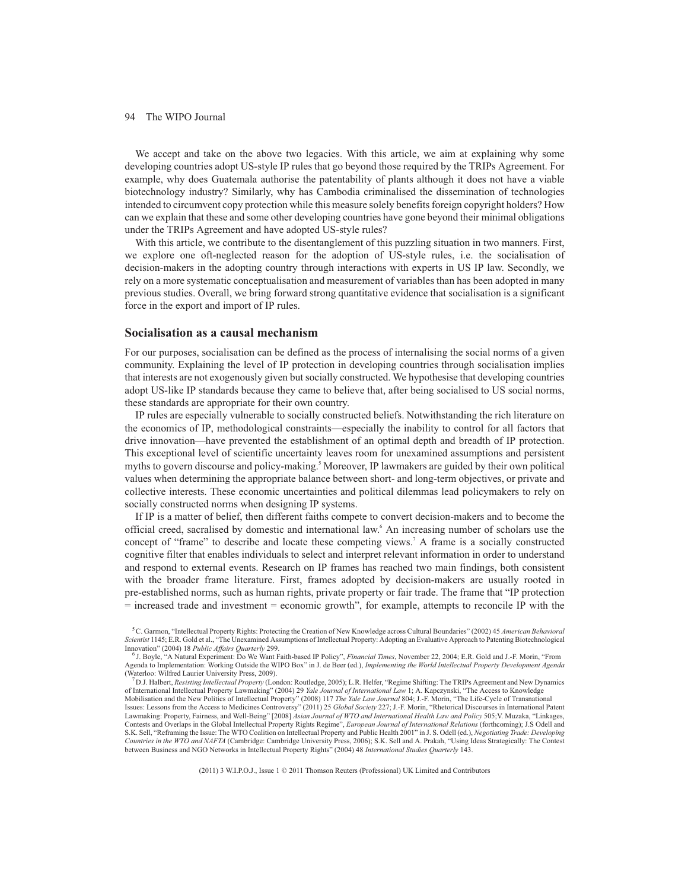We accept and take on the above two legacies. With this article, we aim at explaining why some developing countries adopt US-style IP rules that go beyond those required by the TRIPs Agreement. For example, why does Guatemala authorise the patentability of plants although it does not have a viable biotechnology industry? Similarly, why has Cambodia criminalised the dissemination of technologies intended to circumvent copy protection while this measure solely benefits foreign copyright holders? How can we explain that these and some other developing countries have gone beyond their minimal obligations under the TRIPs Agreement and have adopted US-style rules?

With this article, we contribute to the disentanglement of this puzzling situation in two manners. First, we explore one oft-neglected reason for the adoption of US-style rules, i.e. the socialisation of decision-makers in the adopting country through interactions with experts in US IP law. Secondly, we rely on a more systematic conceptualisation and measurement of variables than has been adopted in many previous studies. Overall, we bring forward strong quantitative evidence that socialisation is a significant force in the export and import of IP rules.

## Socialisation as a causal mechanism

For our purposes, socialisation can be defined as the process of internalising the social norms of a given community. Explaining the level of IP protection in developing countries through socialisation implies that interests are not exogenously given but socially constructed. We hypothesise that developing countries adopt US-like IP standards because they came to believe that, after being socialised to US social norms, these standards are appropriate for their own country.

IP rules are especially vulnerable to socially constructed beliefs. Notwithstanding the rich literature on the economics of IP, methodological constraints—especially the inability to control for all factors that drive innovation—have prevented the establishment of an optimal depth and breadth of IP protection. This exceptional level of scientific uncertainty leaves room for unexamined assumptions and persistent myths to govern discourse and policy-making.[5] Moreover, IP lawmakers are guided by their own political values when determining the appropriate balance between short- and long-term objectives, or private and collective interests. These economic uncertainties and political dilemmas lead policymakers to rely on socially constructed norms when designing IP systems.

If IP is a matter of belief, then different faiths compete to convert decision-makers and to become the official creed, sacralised by domestic and international law.[6] An increasing number of scholars use the concept of "frame" to describe and locate these competing views.[7] A frame is a socially constructed cognitive filter that enables individuals to select and interpret relevant information in order to understand and respond to external events. Research on IP frames has reached two main findings, both consistent with the broader frame literature. First, frames adopted by decision-makers are usually rooted in pre-established norms, such as human rights, private property or fair trade. The frame that "IP protection = increased trade and investment = economic growth", for example, attempts to reconcile IP with the

[5] C. Garmon, "Intellectual Property Rights: Protecting the Creation of New Knowledge across Cultural Boundaries" (2002) 45 *American Behavioral Scientist* 1145; E.R. Gold et al., "The Unexamined Assumptions of Intellectual Property: Adopting an Evaluative Approach to Patenting Biotechnological Innovation" (2004) 18 *Public Affairs Quarterly* 299.

[6] J. Boyle, "A Natural Experiment: Do We Want Faith-based IP Policy", *Financial Times*, November 22, 2004; E.R. Gold and J.-F. Morin, "From Agenda to Implementation: Working Outside the WIPO Box" in J. de Beer (ed.), *Implementing the World Intellectual Property Development Agenda* (Waterloo: Wilfred Laurier University Press, 2009).

[7] D.J. Halbert, *Resisting Intellectual Property* (London: Routledge, 2005); L.R. Helfer, "Regime Shifting: The TRIPs Agreement and New Dynamics of International Intellectual Property Lawmaking" (2004) 29 *Yale Journal of International Law* 1; A. Kapczynski, "The Access to Knowledge Mobilisation and the New Politics of Intellectual Property" (2008) 117 *The Yale Law Journal* 804; J.-F. Morin, "The Life-Cycle of Transnational Issues: Lessons from the Access to Medicines Controversy" (2011) 25 *Global Society* 227; J.-F. Morin, "Rhetorical Discourses in International Patent Lawmaking: Property, Fairness, and Well-Being" [2008] *Asian Journal of WTO and International Health Law and Policy* 505;V. Muzaka, "Linkages, Contests and Overlaps in the Global Intellectual Property Rights Regime", *European Journal of International Relations* (forthcoming); J.S Odell and S.K. Sell, "Reframing the Issue: The WTO Coalition on Intellectual Property and Public Health 2001" in J. S. Odell (ed.), *Negotiating Trade: Developing Countries in the WTO and NAFTA* (Cambridge: Cambridge University Press, 2006); S.K. Sell and A. Prakah, "Using Ideas Strategically: The Contest between Business and NGO Networks in Intellectual Property Rights" (2004) 48 *International Studies Quarterly* 143.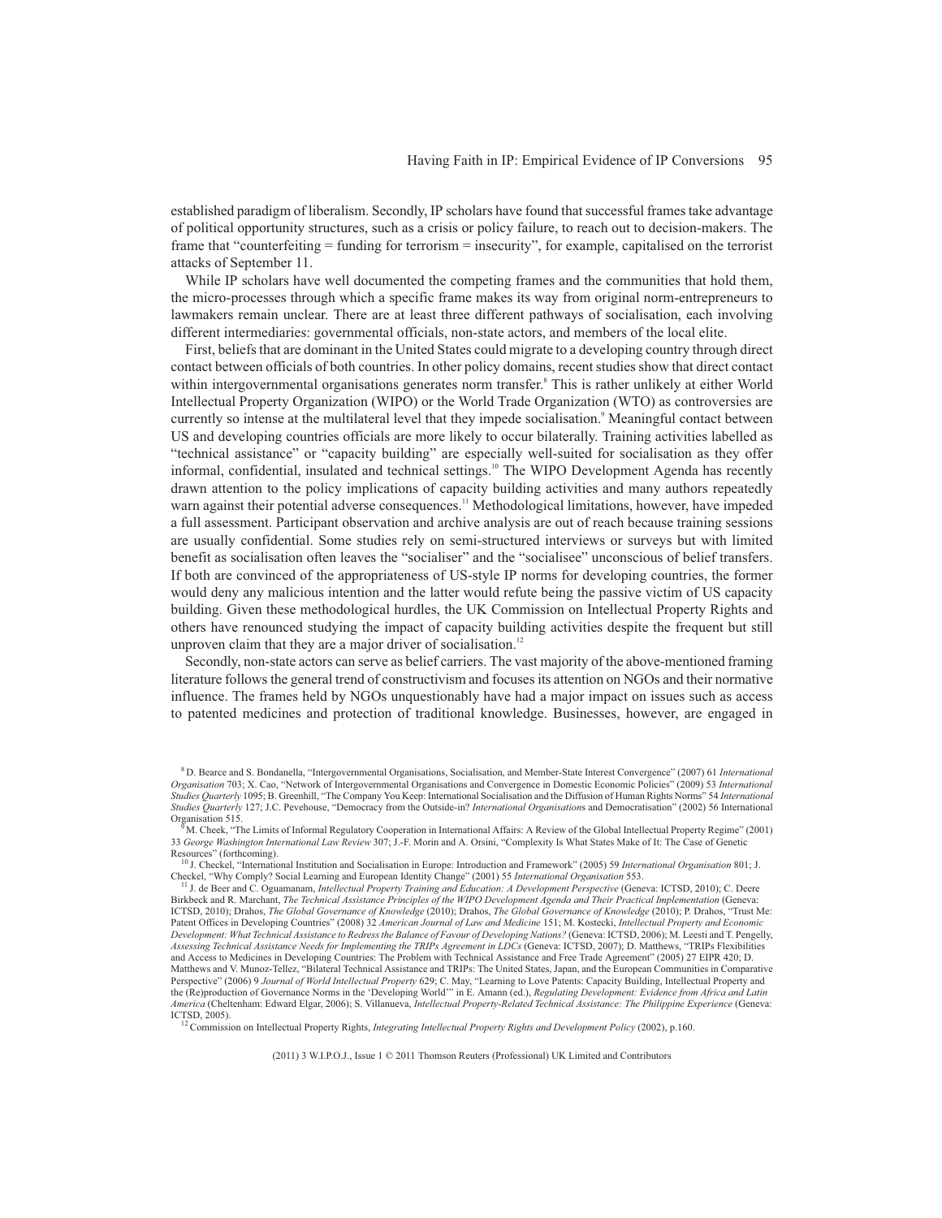established paradigm of liberalism. Secondly, IP scholars have found that successful frames take advantage of political opportunity structures, such as a crisis or policy failure, to reach out to decision-makers. The frame that "counterfeiting = funding for terrorism = insecurity", for example, capitalised on the terrorist attacks of September 11.

While IP scholars have well documented the competing frames and the communities that hold them, the micro-processes through which a specific frame makes its way from original norm-entrepreneurs to lawmakers remain unclear. There are at least three different pathways of socialisation, each involving different intermediaries: governmental officials, non-state actors, and members of the local elite.

First, beliefs that are dominant in the United States could migrate to a developing country through direct contact between officials of both countries. In other policy domains, recent studies show that direct contact within intergovernmental organisations generates norm transfer.[8] This is rather unlikely at either World Intellectual Property Organization (WIPO) or the World Trade Organization (WTO) as controversies are currently so intense at the multilateral level that they impede socialisation.[9] Meaningful contact between US and developing countries officials are more likely to occur bilaterally. Training activities labelled as "technical assistance" or "capacity building" are especially well-suited for socialisation as they offer informal, confidential, insulated and technical settings.[10] The WIPO Development Agenda has recently drawn attention to the policy implications of capacity building activities and many authors repeatedly warn against their potential adverse consequences.[11] Methodological limitations, however, have impeded a full assessment. Participant observation and archive analysis are out of reach because training sessions are usually confidential. Some studies rely on semi-structured interviews or surveys but with limited benefit as socialisation often leaves the "socialiser" and the "socialisee" unconscious of belief transfers. If both are convinced of the appropriateness of US-style IP norms for developing countries, the former would deny any malicious intention and the latter would refute being the passive victim of US capacity building. Given these methodological hurdles, the UK Commission on Intellectual Property Rights and others have renounced studying the impact of capacity building activities despite the frequent but still unproven claim that they are a major driver of socialisation.[12]

Secondly, non-state actors can serve as belief carriers. The vast majority of the above-mentioned framing literature follows the general trend of constructivism and focuses its attention on NGOs and their normative influence. The frames held by NGOs unquestionably have had a major impact on issues such as access to patented medicines and protection of traditional knowledge. Businesses, however, are engaged in

---

[8] D. Bearce and S. Bondanella, "Intergovernmental Organisations, Socialisation, and Member-State Interest Convergence" (2007) 61 *International Organisation* 703; X. Cao, "Network of Intergovernmental Organisations and Convergence in Domestic Economic Policies" (2009) 53 *International Studies Quarterly* 1095; B. Greenhill, "The Company You Keep: International Socialisation and the Diffusion of Human Rights Norms" 54 *International Studies Quarterly* 127; J.C. Pevehouse, "Democracy from the Outside-in? *International Organisation*s and Democratisation" (2002) 56 International Organisation 515.

[9] M. Cheek, "The Limits of Informal Regulatory Cooperation in International Affairs: A Review of the Global Intellectual Property Regime" (2001) 33 *George Washington International Law Review* 307; J.-F. Morin and A. Orsini, "Complexity Is What States Make of It: The Case of Genetic Resources" (forthcoming).

[10] J. Checkel, "International Institution and Socialisation in Europe: Introduction and Framework" (2005) 59 *International Organisation* 801; J. Checkel, "Why Comply? Social Learning and European Identity Change" (2001) 55 *International Organisation* 553.

[11] J. de Beer and C. Oguamanam, *Intellectual Property Training and Education: A Development Perspective* (Geneva: ICTSD, 2010); C. Deere Birkbeck and R. Marchant, *The Technical Assistance Principles of the WIPO Development Agenda and Their Practical Implementation* (Geneva: ICTSD, 2010); Drahos, *The Global Governance of Knowledge* (2010); Drahos, *The Global Governance of Knowledge* (2010); P. Drahos, "Trust Me: Patent Offices in Developing Countries" (2008) 32 *American Journal of Law and Medicine* 151; M. Kostecki, *Intellectual Property and Economic Development: What Technical Assistance to Redress the Balance of Favour of Developing Nations?* (Geneva: ICTSD, 2006); M. Leesti and T. Pengelly, *Assessing Technical Assistance Needs for Implementing the TRIPs Agreement in LDCs* (Geneva: ICTSD, 2007); D. Matthews, "TRIPs Flexibilities and Access to Medicines in Developing Countries: The Problem with Technical Assistance and Free Trade Agreement" (2005) 27 EIPR 420; D. Matthews and V. Munoz-Tellez, "Bilateral Technical Assistance and TRIPs: The United States, Japan, and the European Communities in Comparative Perspective" (2006) 9 *Journal of World Intellectual Property* 629; C. May, "Learning to Love Patents: Capacity Building, Intellectual Property and the (Re)production of Governance Norms in the 'Developing World'" in E. Amann (ed.), *Regulating Development: Evidence from Africa and Latin America* (Cheltenham: Edward Elgar, 2006); S. Villanueva, *Intellectual Property-Related Technical Assistance: The Philippine Experience* (Geneva: ICTSD, 2005).

[12] Commission on Intellectual Property Rights, *Integrating Intellectual Property Rights and Development Policy* (2002), p.160.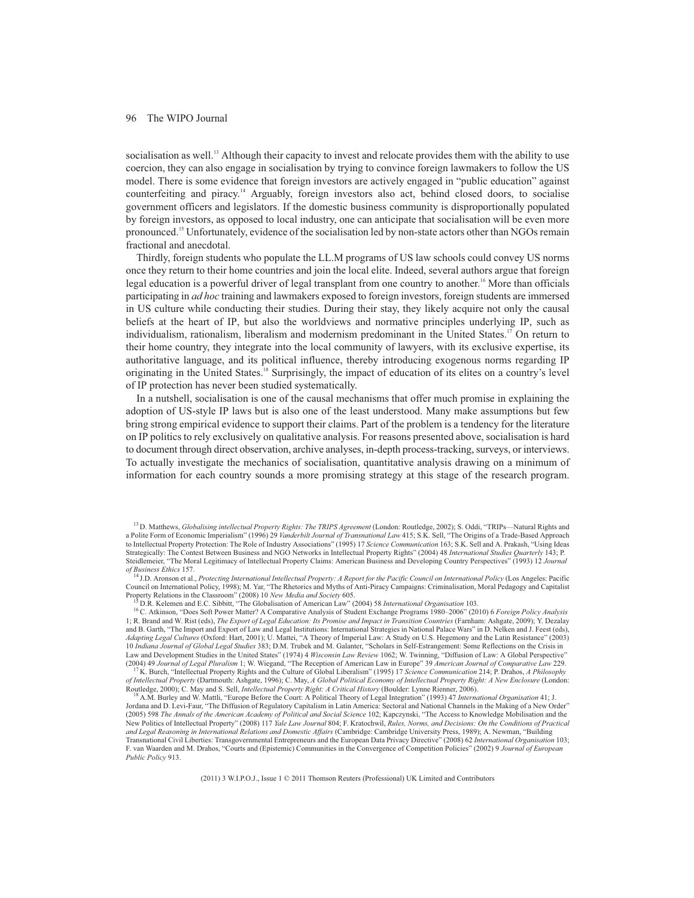socialisation as well.[13] Although their capacity to invest and relocate provides them with the ability to use coercion, they can also engage in socialisation by trying to convince foreign lawmakers to follow the US model. There is some evidence that foreign investors are actively engaged in "public education" against counterfeiting and piracy.[14] Arguably, foreign investors also act, behind closed doors, to socialise government officers and legislators. If the domestic business community is disproportionally populated by foreign investors, as opposed to local industry, one can anticipate that socialisation will be even more pronounced.[15] Unfortunately, evidence of the socialisation led by non-state actors other than NGOs remain fractional and anecdotal.

Thirdly, foreign students who populate the LL.M programs of US law schools could convey US norms once they return to their home countries and join the local elite. Indeed, several authors argue that foreign legal education is a powerful driver of legal transplant from one country to another.[16] More than officials participating in *ad hoc* training and lawmakers exposed to foreign investors, foreign students are immersed in US culture while conducting their studies. During their stay, they likely acquire not only the causal beliefs at the heart of IP, but also the worldviews and normative principles underlying IP, such as individualism, rationalism, liberalism and modernism predominant in the United States.[17] On return to their home country, they integrate into the local community of lawyers, with its exclusive expertise, its authoritative language, and its political influence, thereby introducing exogenous norms regarding IP originating in the United States.[18] Surprisingly, the impact of education of its elites on a country's level of IP protection has never been studied systematically.

In a nutshell, socialisation is one of the causal mechanisms that offer much promise in explaining the adoption of US-style IP laws but is also one of the least understood. Many make assumptions but few bring strong empirical evidence to support their claims. Part of the problem is a tendency for the literature on IP politics to rely exclusively on qualitative analysis. For reasons presented above, socialisation is hard to document through direct observation, archive analyses, in-depth process-tracking, surveys, or interviews. To actually investigate the mechanics of socialisation, quantitative analysis drawing on a minimum of information for each country sounds a more promising strategy at this stage of the research program.

---

[13] D. Matthews, *Globalising intellectual Property Rights: The TRIPS Agreement* (London: Routledge, 2002); S. Oddi, "TRIPs—Natural Rights and a Polite Form of Economic Imperialism" (1996) 29 *Vanderbilt Journal of Transnational Law* 415; S.K. Sell, "The Origins of a Trade-Based Approach to Intellectual Property Protection: The Role of Industry Associations" (1995) 17 *Science Communication* 163; S.K. Sell and A. Prakash, "Using Ideas Strategically: The Contest Between Business and NGO Networks in Intellectual Property Rights" (2004) 48 *International Studies Quarterly* 143; P. Steidlemeier, "The Moral Legitimacy of Intellectual Property Claims: American Business and Developing Country Perspectives" (1993) 12 *Journal of Business Ethics* 157.

[14] J.D. Aronson et al., *Protecting International Intellectual Property: A Report for the Pacific Council on International Policy* (Los Angeles: Pacific Council on International Policy, 1998); M. Yar, "The Rhetorics and Myths of Anti-Piracy Campaigns: Criminalisation, Moral Pedagogy and Capitalist Property Relations in the Classroom" (2008) 10 *New Media and Society* 605.

[15] D.R. Kelemen and E.C. Sibbitt, "The Globalisation of American Law" (2004) 58 *International Organisation* 103.

[16] C. Atkinson, "Does Soft Power Matter? A Comparative Analysis of Student Exchange Programs 1980–2006" (2010) 6 *Foreign Policy Analysis* 1; R. Brand and W. Rist (eds), *The Export of Legal Education: Its Promise and Impact in Transition Countries* (Farnham: Ashgate, 2009); Y. Dezalay and B. Garth, "The Import and Export of Law and Legal Institutions: International Strategies in National Palace Wars" in D. Nelken and J. Feest (eds), *Adapting Legal Cultures* (Oxford: Hart, 2001); U. Mattei, "A Theory of Imperial Law: A Study on U.S. Hegemony and the Latin Resistance" (2003) 10 *Indiana Journal of Global Legal Studies* 383; D.M. Trubek and M. Galanter, "Scholars in Self-Estrangement: Some Reflections on the Crisis in Law and Development Studies in the United States" (1974) 4 *Wisconsin Law Review* 1062; W. Twinning, "Diffusion of Law: A Global Perspective" (2004) 49 *Journal of Legal Pluralism* 1; W. Wiegand, "The Reception of American Law in Europe" 39 *American Journal of Comparative Law* 229.

[17] K. Burch, "Intellectual Property Rights and the Culture of Global Liberalism" (1995) 17 *Science Communication* 214; P. Drahos, *A Philosophy of Intellectual Property* (Dartmouth: Ashgate, 1996); C. May, *A Global Political Economy of Intellectual Property Right: A New Enclosure* (London: Routledge, 2000); C. May and S. Sell, *Intellectual Property Right: A Critical History* (Boulder: Lynne Rienner, 2006).

[18] A.M. Burley and W. Mattli, "Europe Before the Court: A Political Theory of Legal Integration" (1993) 47 *International Organisation* 41; J. Jordana and D. Levi-Faur, "The Diffusion of Regulatory Capitalism in Latin America: Sectoral and National Channels in the Making of a New Order" (2005) 598 *The Annals of the American Academy of Political and Social Science* 102; Kapczynski, "The Access to Knowledge Mobilisation and the New Politics of Intellectual Property" (2008) 117 *Yale Law Journal* 804; F. Kratochwil, *Rules, Norms, and Decisions: On the Conditions of Practical and Legal Reasoning in International Relations and Domestic Affairs* (Cambridge: Cambridge University Press, 1989); A. Newman, "Building Transnational Civil Liberties: Transgovernmental Entrepreneurs and the European Data Privacy Directive" (2008) 62 *International Organisation* 103; F. van Waarden and M. Drahos, "Courts and (Epistemic) Communities in the Convergence of Competition Policies" (2002) 9 *Journal of European Public Policy* 913.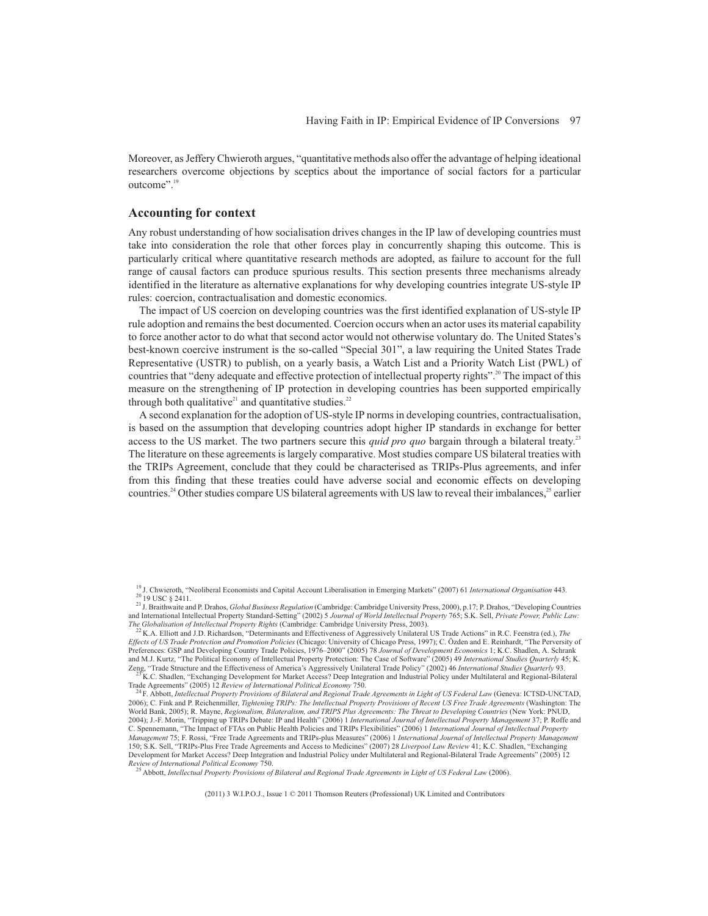Moreover, as Jeffery Chwieroth argues, "quantitative methods also offer the advantage of helping ideational researchers overcome objections by sceptics about the importance of social factors for a particular outcome".[19]

## Accounting for context

Any robust understanding of how socialisation drives changes in the IP law of developing countries must take into consideration the role that other forces play in concurrently shaping this outcome. This is particularly critical where quantitative research methods are adopted, as failure to account for the full range of causal factors can produce spurious results. This section presents three mechanisms already identified in the literature as alternative explanations for why developing countries integrate US-style IP rules: coercion, contractualisation and domestic economics.

The impact of US coercion on developing countries was the first identified explanation of US-style IP rule adoption and remains the best documented. Coercion occurs when an actor uses its material capability to force another actor to do what that second actor would not otherwise voluntary do. The United States's best-known coercive instrument is the so-called "Special 301", a law requiring the United States Trade Representative (USTR) to publish, on a yearly basis, a Watch List and a Priority Watch List (PWL) of countries that "deny adequate and effective protection of intellectual property rights".[20] The impact of this measure on the strengthening of IP protection in developing countries has been supported empirically through both qualitative[21] and quantitative studies.[22]

A second explanation for the adoption of US-style IP norms in developing countries, contractualisation, is based on the assumption that developing countries adopt higher IP standards in exchange for better access to the US market. The two partners secure this *quid pro quo* bargain through a bilateral treaty.[23] The literature on these agreements is largely comparative. Most studies compare US bilateral treaties with the TRIPs Agreement, conclude that they could be characterised as TRIPs-Plus agreements, and infer from this finding that these treaties could have adverse social and economic effects on developing countries.[24] Other studies compare US bilateral agreements with US law to reveal their imbalances,[25] earlier

---

[19] J. Chwieroth, "Neoliberal Economists and Capital Account Liberalisation in Emerging Markets" (2007) 61 *International Organisation* 443.

[20] 19 USC § 2411.

[21] J. Braithwaite and P. Drahos, *Global Business Regulation* (Cambridge: Cambridge University Press, 2000), p.17; P. Drahos, "Developing Countries and International Intellectual Property Standard-Setting" (2002) 5 *Journal of World Intellectual Property* 765; S.K. Sell, *Private Power, Public Law: The Globalisation of Intellectual Property Rights* (Cambridge: Cambridge University Press, 2003).

[22] K.A. Elliott and J.D. Richardson, "Determinants and Effectiveness of Aggressively Unilateral US Trade Actions" in R.C. Feenstra (ed.), *The Effects of US Trade Protection and Promotion Policies* (Chicago: University of Chicago Press, 1997); C. Özden and E. Reinhardt, "The Perversity of Preferences: GSP and Developing Country Trade Policies, 1976–2000" (2005) 78 *Journal of Development Economics* 1; K.C. Shadlen, A. Schrank and M.J. Kurtz, "The Political Economy of Intellectual Property Protection: The Case of Software" (2005) 49 *International Studies Quarterly* 45; K. Zeng, "Trade Structure and the Effectiveness of America's Aggressively Unilateral Trade Policy" (2002) 46 *International Studies Quarterly* 93.

[23] K.C. Shadlen, "Exchanging Development for Market Access? Deep Integration and Industrial Policy under Multilateral and Regional-Bilateral Trade Agreements" (2005) 12 *Review of International Political Economy* 750.

[24] F. Abbott, *Intellectual Property Provisions of Bilateral and Regional Trade Agreements in Light of US Federal Law* (Geneva: ICTSD-UNCTAD, 2006); C. Fink and P. Reichenmiller, *Tightening TRIPs: The Intellectual Property Provisions of Recent US Free Trade Agreements* (Washington: The World Bank, 2005); R. Mayne, *Regionalism, Bilateralism, and TRIPS Plus Agreements: The Threat to Developing Countries* (New York: PNUD, 2004); J.-F. Morin, "Tripping up TRIPs Debate: IP and Health" (2006) 1 *International Journal of Intellectual Property Management* 37; P. Roffe and C. Spennemann, "The Impact of FTAs on Public Health Policies and TRIPs Flexibilities" (2006) 1 *International Journal of Intellectual Property Management* 75; F. Rossi, "Free Trade Agreements and TRIPs-plus Measures" (2006) 1 *International Journal of Intellectual Property Management* 150; S.K. Sell, "TRIPs-Plus Free Trade Agreements and Access to Medicines" (2007) 28 *Liverpool Law Review* 41; K.C. Shadlen, "Exchanging Development for Market Access? Deep Integration and Industrial Policy under Multilateral and Regional-Bilateral Trade Agreements" (2005) 12 *Review of International Political Economy* 750.

[25] Abbott, *Intellectual Property Provisions of Bilateral and Regional Trade Agreements in Light of US Federal Law* (2006).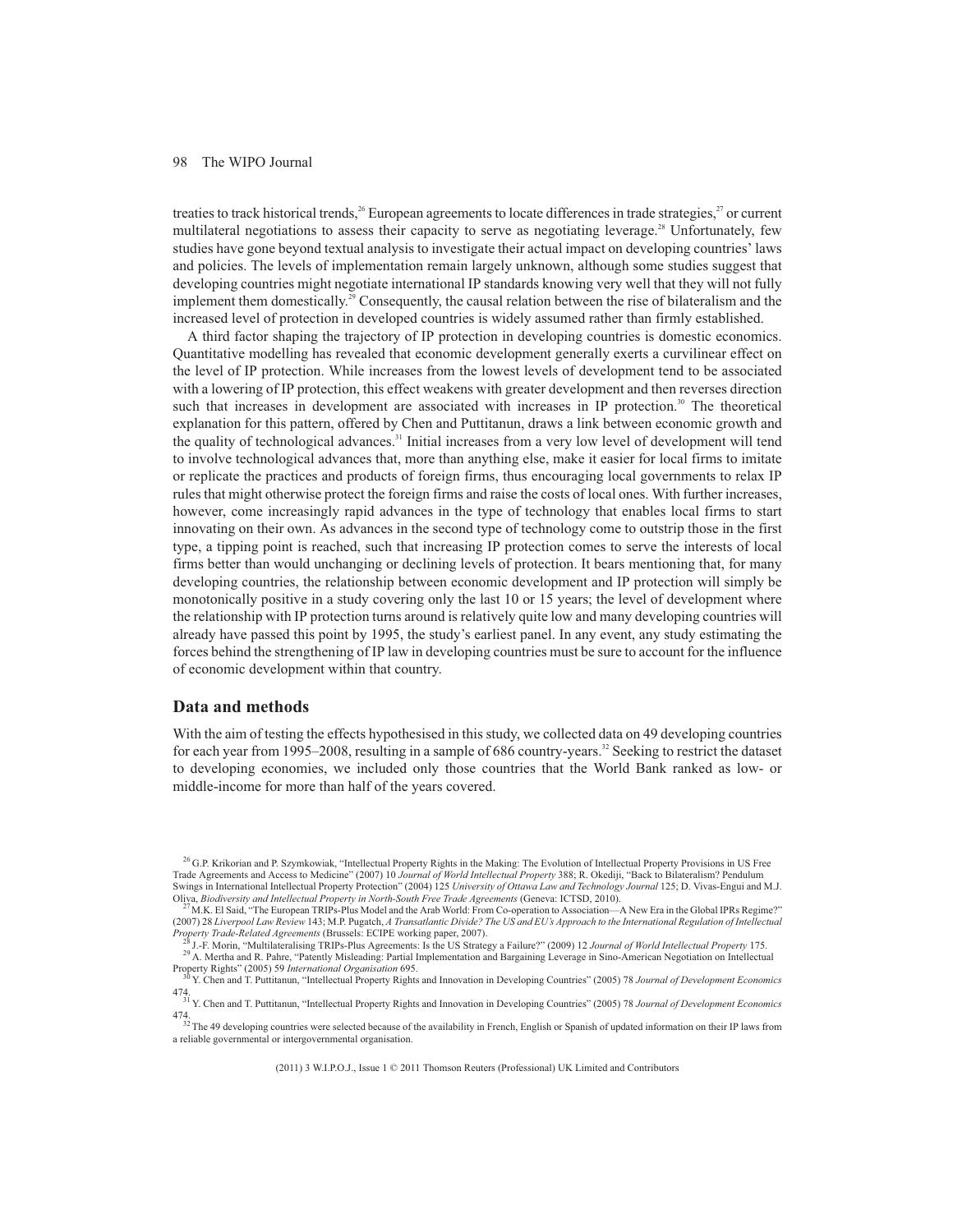treaties to track historical trends,[26] European agreements to locate differences in trade strategies,[27] or current multilateral negotiations to assess their capacity to serve as negotiating leverage.[28] Unfortunately, few studies have gone beyond textual analysis to investigate their actual impact on developing countries' laws and policies. The levels of implementation remain largely unknown, although some studies suggest that developing countries might negotiate international IP standards knowing very well that they will not fully implement them domestically.[29] Consequently, the causal relation between the rise of bilateralism and the increased level of protection in developed countries is widely assumed rather than firmly established.

A third factor shaping the trajectory of IP protection in developing countries is domestic economics. Quantitative modelling has revealed that economic development generally exerts a curvilinear effect on the level of IP protection. While increases from the lowest levels of development tend to be associated with a lowering of IP protection, this effect weakens with greater development and then reverses direction such that increases in development are associated with increases in IP protection.[30] The theoretical explanation for this pattern, offered by Chen and Puttitanun, draws a link between economic growth and the quality of technological advances.[31] Initial increases from a very low level of development will tend to involve technological advances that, more than anything else, make it easier for local firms to imitate or replicate the practices and products of foreign firms, thus encouraging local governments to relax IP rules that might otherwise protect the foreign firms and raise the costs of local ones. With further increases, however, come increasingly rapid advances in the type of technology that enables local firms to start innovating on their own. As advances in the second type of technology come to outstrip those in the first type, a tipping point is reached, such that increasing IP protection comes to serve the interests of local firms better than would unchanging or declining levels of protection. It bears mentioning that, for many developing countries, the relationship between economic development and IP protection will simply be monotonically positive in a study covering only the last 10 or 15 years; the level of development where the relationship with IP protection turns around is relatively quite low and many developing countries will already have passed this point by 1995, the study's earliest panel. In any event, any study estimating the forces behind the strengthening of IP law in developing countries must be sure to account for the influence of economic development within that country.

## Data and methods

With the aim of testing the effects hypothesised in this study, we collected data on 49 developing countries for each year from 1995–2008, resulting in a sample of 686 country-years.[32] Seeking to restrict the dataset to developing economies, we included only those countries that the World Bank ranked as low- or middle-income for more than half of the years covered.

---

[26] G.P. Krikorian and P. Szymkowiak, "Intellectual Property Rights in the Making: The Evolution of Intellectual Property Provisions in US Free Trade Agreements and Access to Medicine" (2007) 10 *Journal of World Intellectual Property* 388; R. Okediji, "Back to Bilateralism? Pendulum Swings in International Intellectual Property Protection" (2004) 125 *University of Ottawa Law and Technology Journal* 125; D. Vivas-Engui and M.J. Oliva, *Biodiversity and Intellectual Property in North-South Free Trade Agreements* (Geneva: ICTSD, 2010).

[27] M.K. El Said, "The European TRIPs-Plus Model and the Arab World: From Co-operation to Association—A New Era in the Global IPRs Regime?" (2007) 28 *Liverpool Law Review* 143; M.P. Pugatch, *A Transatlantic Divide? The US and EU's Approach to the International Regulation of Intellectual Property Trade-Related Agreements* (Brussels: ECIPE working paper, 2007).

[28] J.-F. Morin, "Multilateralising TRIPs-Plus Agreements: Is the US Strategy a Failure?" (2009) 12 *Journal of World Intellectual Property* 175.

[29] A. Mertha and R. Pahre, "Patently Misleading: Partial Implementation and Bargaining Leverage in Sino-American Negotiation on Intellectual Property Rights" (2005) 59 *International Organisation* 695.

[30] Y. Chen and T. Puttitanun, "Intellectual Property Rights and Innovation in Developing Countries" (2005) 78 *Journal of Development Economics* 474.

[31] Y. Chen and T. Puttitanun, "Intellectual Property Rights and Innovation in Developing Countries" (2005) 78 *Journal of Development Economics* 474.

[32] The 49 developing countries were selected because of the availability in French, English or Spanish of updated information on their IP laws from a reliable governmental or intergovernmental organisation.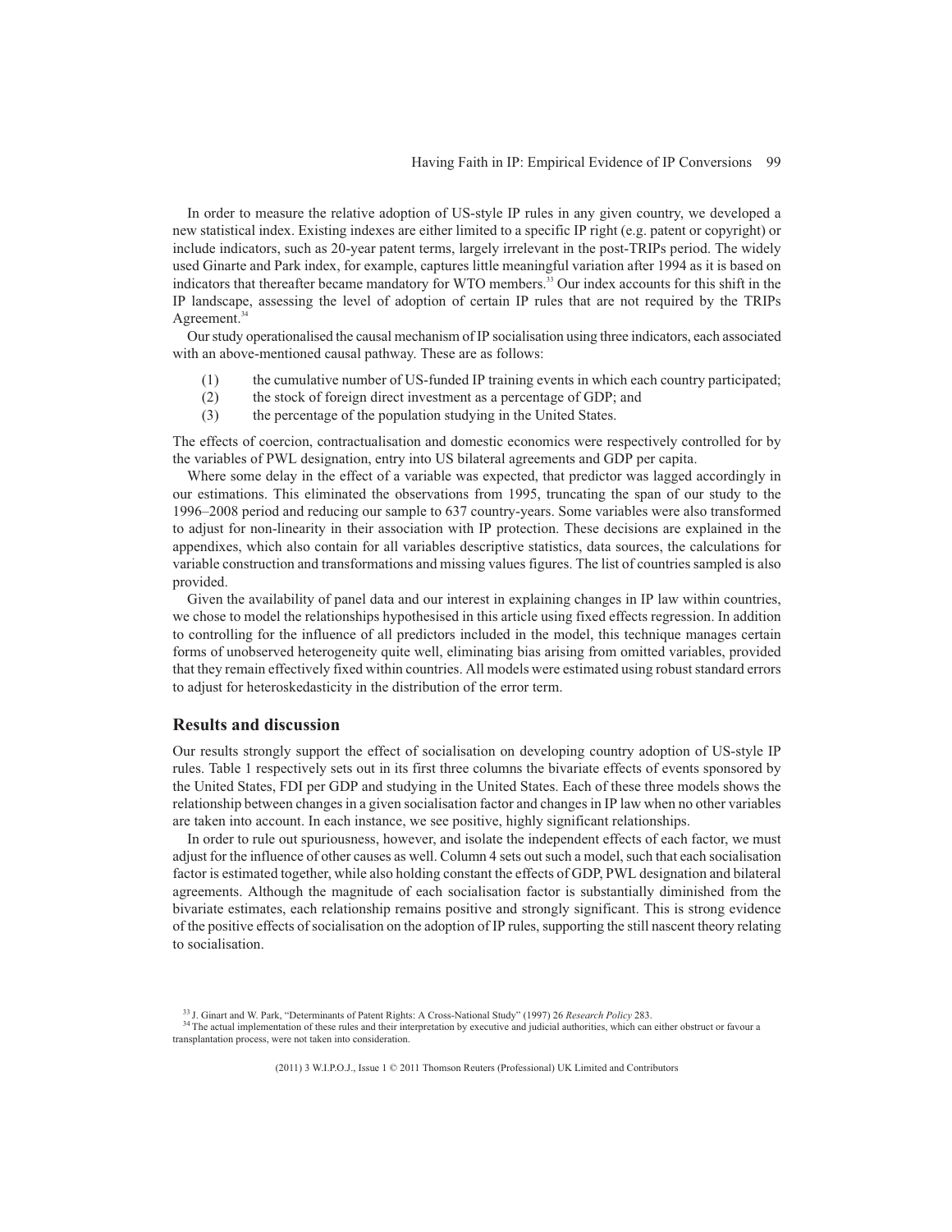In order to measure the relative adoption of US-style IP rules in any given country, we developed a new statistical index. Existing indexes are either limited to a specific IP right (e.g. patent or copyright) or include indicators, such as 20-year patent terms, largely irrelevant in the post-TRIPs period. The widely used Ginarte and Park index, for example, captures little meaningful variation after 1994 as it is based on indicators that thereafter became mandatory for WTO members.[33] Our index accounts for this shift in the IP landscape, assessing the level of adoption of certain IP rules that are not required by the TRIPs Agreement.[34]

Our study operationalised the causal mechanism of IP socialisation using three indicators, each associated with an above-mentioned causal pathway. These are as follows:

(1) the cumulative number of US-funded IP training events in which each country participated;
(2) the stock of foreign direct investment as a percentage of GDP; and
(3) the percentage of the population studying in the United States.

The effects of coercion, contractualisation and domestic economics were respectively controlled for by the variables of PWL designation, entry into US bilateral agreements and GDP per capita.

Where some delay in the effect of a variable was expected, that predictor was lagged accordingly in our estimations. This eliminated the observations from 1995, truncating the span of our study to the 1996–2008 period and reducing our sample to 637 country-years. Some variables were also transformed to adjust for non-linearity in their association with IP protection. These decisions are explained in the appendixes, which also contain for all variables descriptive statistics, data sources, the calculations for variable construction and transformations and missing values figures. The list of countries sampled is also provided.

Given the availability of panel data and our interest in explaining changes in IP law within countries, we chose to model the relationships hypothesised in this article using fixed effects regression. In addition to controlling for the influence of all predictors included in the model, this technique manages certain forms of unobserved heterogeneity quite well, eliminating bias arising from omitted variables, provided that they remain effectively fixed within countries. All models were estimated using robust standard errors to adjust for heteroskedasticity in the distribution of the error term.

## Results and discussion

Our results strongly support the effect of socialisation on developing country adoption of US-style IP rules. Table 1 respectively sets out in its first three columns the bivariate effects of events sponsored by the United States, FDI per GDP and studying in the United States. Each of these three models shows the relationship between changes in a given socialisation factor and changes in IP law when no other variables are taken into account. In each instance, we see positive, highly significant relationships.

In order to rule out spuriousness, however, and isolate the independent effects of each factor, we must adjust for the influence of other causes as well. Column 4 sets out such a model, such that each socialisation factor is estimated together, while also holding constant the effects of GDP, PWL designation and bilateral agreements. Although the magnitude of each socialisation factor is substantially diminished from the bivariate estimates, each relationship remains positive and strongly significant. This is strong evidence of the positive effects of socialisation on the adoption of IP rules, supporting the still nascent theory relating to socialisation.

[33] J. Ginart and W. Park, "Determinants of Patent Rights: A Cross-National Study" (1997) 26 *Research Policy* 283.

[34] The actual implementation of these rules and their interpretation by executive and judicial authorities, which can either obstruct or favour a transplantation process, were not taken into consideration.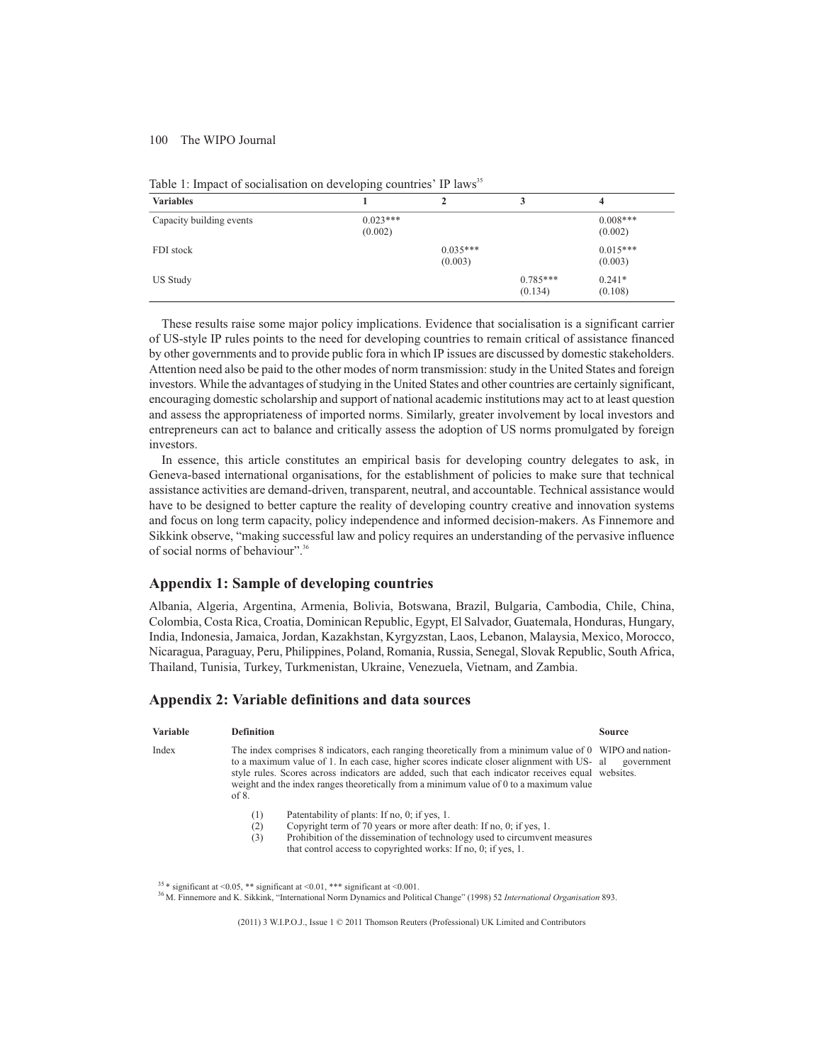Table 1: Impact of socialisation on developing countries' IP laws[35]

| Variables | 1 | 2 | 3 | 4 |
|---|---|---|---|---|
| Capacity building events | 0.023***<br>(0.002) | | | 0.008***<br>(0.002) |
| FDI stock | | 0.035***<br>(0.003) | | 0.015***<br>(0.003) |
| US Study | | | 0.785***<br>(0.134) | 0.241*<br>(0.108) |

These results raise some major policy implications. Evidence that socialisation is a significant carrier of US-style IP rules points to the need for developing countries to remain critical of assistance financed by other governments and to provide public fora in which IP issues are discussed by domestic stakeholders. Attention need also be paid to the other modes of norm transmission: study in the United States and foreign investors. While the advantages of studying in the United States and other countries are certainly significant, encouraging domestic scholarship and support of national academic institutions may act to at least question and assess the appropriateness of imported norms. Similarly, greater involvement by local investors and entrepreneurs can act to balance and critically assess the adoption of US norms promulgated by foreign investors.

In essence, this article constitutes an empirical basis for developing country delegates to ask, in Geneva-based international organisations, for the establishment of policies to make sure that technical assistance activities are demand-driven, transparent, neutral, and accountable. Technical assistance would have to be designed to better capture the reality of developing country creative and innovation systems and focus on long term capacity, policy independence and informed decision-makers. As Finnemore and Sikkink observe, "making successful law and policy requires an understanding of the pervasive influence of social norms of behaviour".[36]

## Appendix 1: Sample of developing countries

Albania, Algeria, Argentina, Armenia, Bolivia, Botswana, Brazil, Bulgaria, Cambodia, Chile, China, Colombia, Costa Rica, Croatia, Dominican Republic, Egypt, El Salvador, Guatemala, Honduras, Hungary, India, Indonesia, Jamaica, Jordan, Kazakhstan, Kyrgyzstan, Laos, Lebanon, Malaysia, Mexico, Morocco, Nicaragua, Paraguay, Peru, Philippines, Poland, Romania, Russia, Senegal, Slovak Republic, South Africa, Thailand, Tunisia, Turkey, Turkmenistan, Ukraine, Venezuela, Vietnam, and Zambia.

## Appendix 2: Variable definitions and data sources

| Variable | Definition | Source |
|---|---|---|
| Index | The index comprises 8 indicators, each ranging theoretically from a minimum value of 0 to a maximum value of 1. In each case, higher scores indicate closer alignment with US-style rules. Scores across indicators are added, such that each indicator receives equal weight and the index ranges theoretically from a minimum value of 0 to a maximum value of 8.<br>(1) Patentability of plants: If no, 0; if yes, 1.<br>(2) Copyright term of 70 years or more after death: If no, 0; if yes, 1.<br>(3) Prohibition of the dissemination of technology used to circumvent measures that control access to copyrighted works: If no, 0; if yes, 1. | WIPO and national government websites. |

[35] * significant at <0.05, ** significant at <0.01, *** significant at <0.001.

[36] M. Finnemore and K. Sikkink, "International Norm Dynamics and Political Change" (1998) 52 *International Organisation* 893.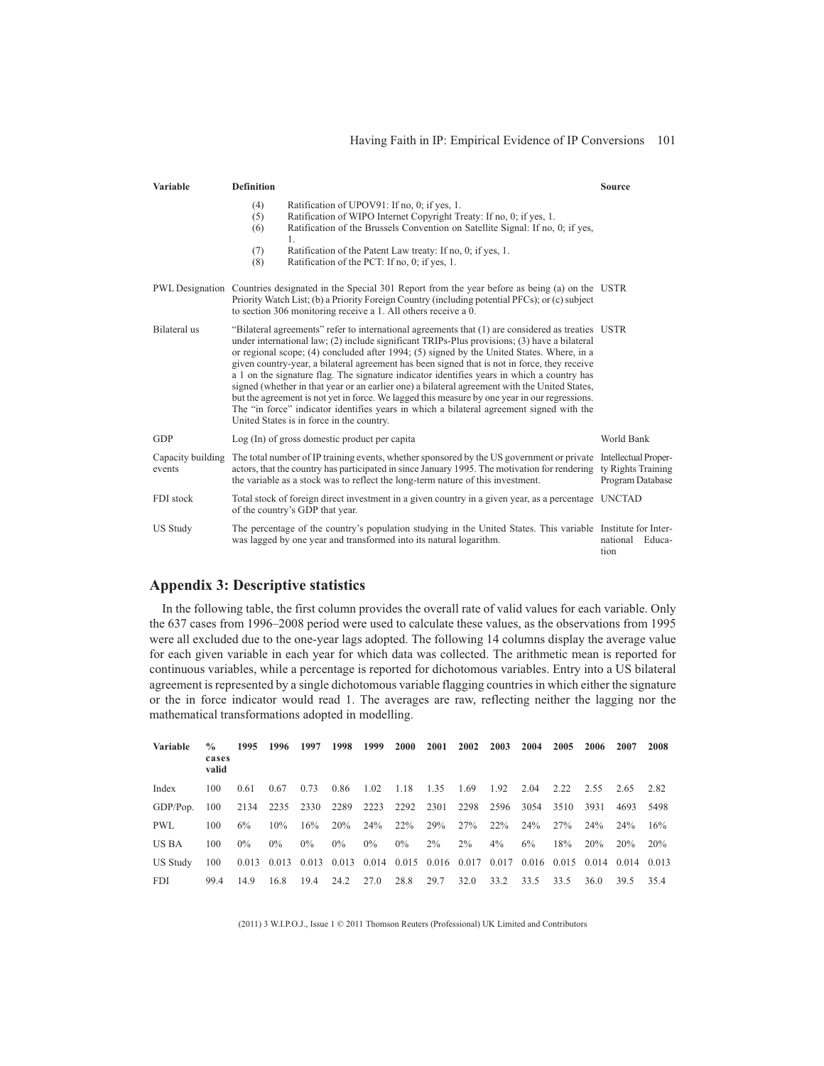| Variable | Definition | Source |
|---|---|---|
| | (4) Ratification of UPOV91: If no, 0; if yes, 1.<br>(5) Ratification of WIPO Internet Copyright Treaty: If no, 0; if yes, 1.<br>(6) Ratification of the Brussels Convention on Satellite Signal: If no, 0; if yes, 1.<br>(7) Ratification of the Patent Law treaty: If no, 0; if yes, 1.<br>(8) Ratification of the PCT: If no, 0; if yes, 1. | |
| PWL Designation | Countries designated in the Special 301 Report from the year before as being (a) on the Priority Watch List; (b) a Priority Foreign Country (including potential PFCs); or (c) subject to section 306 monitoring receive a 1. All others receive a 0. | USTR |
| Bilateral us | "Bilateral agreements" refer to international agreements that (1) are considered as treaties under international law; (2) include significant TRIPs-Plus provisions; (3) have a bilateral or regional scope; (4) concluded after 1994; (5) signed by the United States. Where, in a given country-year, a bilateral agreement has been signed that is not in force, they receive a 1 on the signature flag. The signature indicator identifies years in which a country has signed (whether in that year or an earlier one) a bilateral agreement with the United States, but the agreement is not yet in force. We lagged this measure by one year in our regressions. The "in force" indicator identifies years in which a bilateral agreement signed with the United States is in force in the country. | USTR |
| GDP | Log (ln) of gross domestic product per capita | World Bank |
| Capacity building events | The total number of IP training events, whether sponsored by the US government or private actors, that the country has participated in since January 1995. The motivation for rendering the variable as a stock was to reflect the long-term nature of this investment. | Intellectual Property Rights Training Program Database |
| FDI stock | Total stock of foreign direct investment in a given country in a given year, as a percentage of the country's GDP that year. | UNCTAD |
| US Study | The percentage of the country's population studying in the United States. This variable was lagged by one year and transformed into its natural logarithm. | Institute for International Education |

## Appendix 3: Descriptive statistics

In the following table, the first column provides the overall rate of valid values for each variable. Only the 637 cases from 1996–2008 period were used to calculate these values, as the observations from 1995 were all excluded due to the one-year lags adopted. The following 14 columns display the average value for each given variable in each year for which data was collected. The arithmetic mean is reported for continuous variables, while a percentage is reported for dichotomous variables. Entry into a US bilateral agreement is represented by a single dichotomous variable flagging countries in which either the signature or the in force indicator would read 1. The averages are raw, reflecting neither the lagging nor the mathematical transformations adopted in modelling.

| Variable | % cases valid | 1995 | 1996 | 1997 | 1998 | 1999 | 2000 | 2001 | 2002 | 2003 | 2004 | 2005 | 2006 | 2007 | 2008 |
|---|---|---|---|---|---|---|---|---|---|---|---|---|---|---|---|
| Index | 100 | 0.61 | 0.67 | 0.73 | 0.86 | 1.02 | 1.18 | 1.35 | 1.69 | 1.92 | 2.04 | 2.22 | 2.55 | 2.65 | 2.82 |
| GDP/Pop. | 100 | 2134 | 2235 | 2330 | 2289 | 2223 | 2292 | 2301 | 2298 | 2596 | 3054 | 3510 | 3931 | 4693 | 5498 |
| PWL | 100 | 6% | 10% | 16% | 20% | 24% | 22% | 29% | 27% | 22% | 24% | 27% | 24% | 24% | 16% |
| US BA | 100 | 0% | 0% | 0% | 0% | 0% | 0% | 2% | 2% | 4% | 6% | 18% | 20% | 20% | 20% |
| US Study | 100 | 0.013 | 0.013 | 0.013 | 0.013 | 0.014 | 0.015 | 0.016 | 0.017 | 0.017 | 0.016 | 0.015 | 0.014 | 0.014 | 0.013 |
| FDI | 99.4 | 14.9 | 16.8 | 19.4 | 24.2 | 27.0 | 28.8 | 29.7 | 32.0 | 33.2 | 33.5 | 33.5 | 36.0 | 39.5 | 35.4 |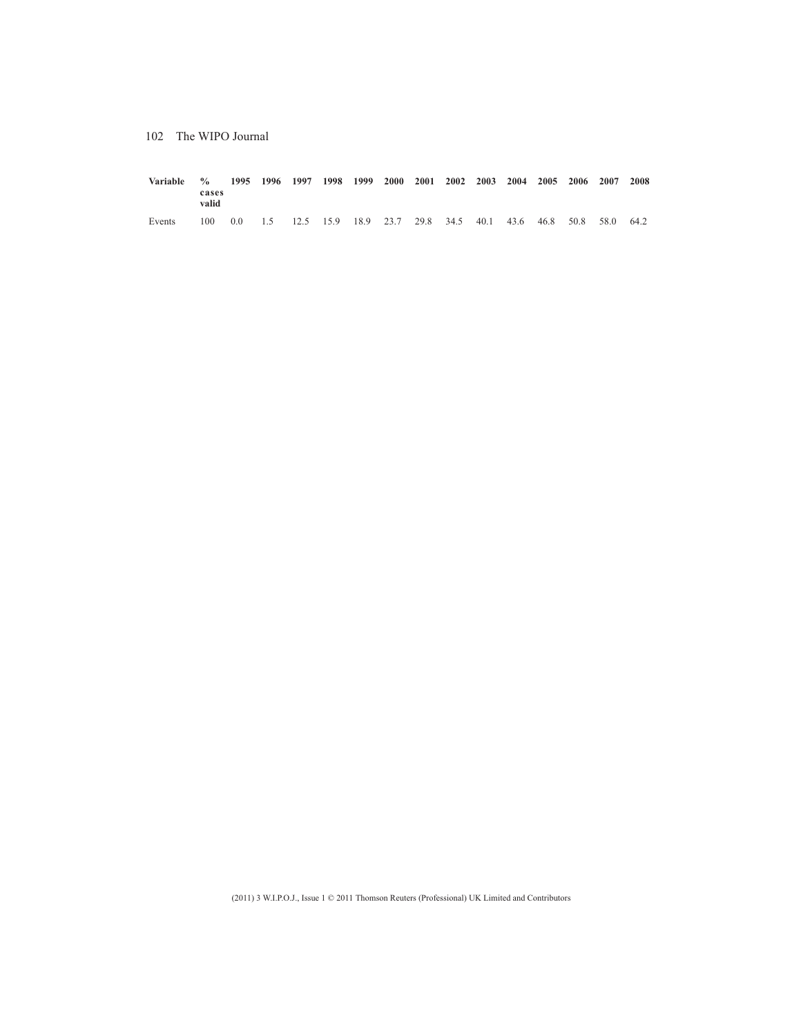| Variable | % cases valid | 1995 | 1996 | 1997 | 1998 | 1999 | 2000 | 2001 | 2002 | 2003 | 2004 | 2005 | 2006 | 2007 | 2008 |
|---|---|---|---|---|---|---|---|---|---|---|---|---|---|---|---|
| Events | 100 | 0.0 | 1.5 | 12.5 | 15.9 | 18.9 | 23.7 | 29.8 | 34.5 | 40.1 | 43.6 | 46.8 | 50.8 | 58.0 | 64.2 |